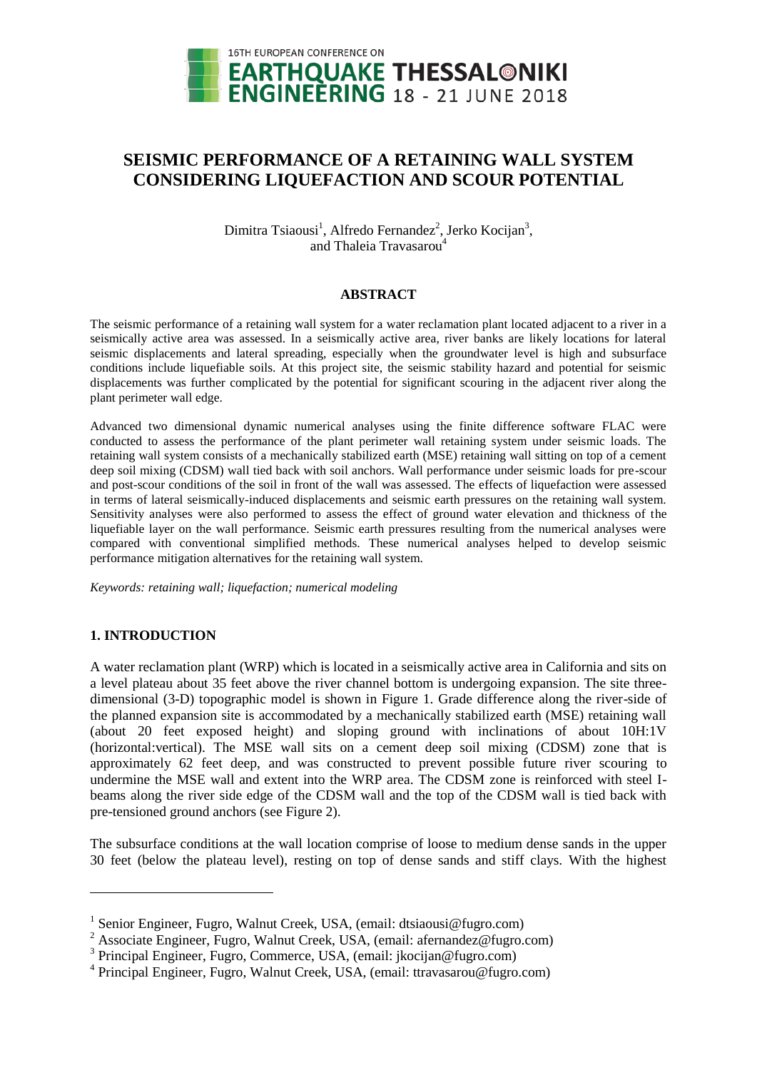# SEISMIC PERFORMANCE OF A RETAINING WALL SYSTEM CONSIDERING LIQUEFACTION AND SCOUR POTENTIAL

Dimitra Tsiaousi[1], Alfredo Fernandez[2], Jerko Kocijan[3], and Thaleia Travasarou[4]

## ABSTRACT

The seismic performance of a retaining wall system for a water reclamation plant located adjacent to a river in a seismically active area was assessed. In a seismically active area, river banks are likely locations for lateral seismic displacements and lateral spreading, especially when the groundwater level is high and subsurface conditions include liquefiable soils. At this project site, the seismic stability hazard and potential for seismic displacements was further complicated by the potential for significant scouring in the adjacent river along the plant perimeter wall edge.

Advanced two dimensional dynamic numerical analyses using the finite difference software FLAC were conducted to assess the performance of the plant perimeter wall retaining system under seismic loads. The retaining wall system consists of a mechanically stabilized earth (MSE) retaining wall sitting on top of a cement deep soil mixing (CDSM) wall tied back with soil anchors. Wall performance under seismic loads for pre-scour and post-scour conditions of the soil in front of the wall was assessed. The effects of liquefaction were assessed in terms of lateral seismically-induced displacements and seismic earth pressures on the retaining wall system. Sensitivity analyses were also performed to assess the effect of ground water elevation and thickness of the liquefiable layer on the wall performance. Seismic earth pressures resulting from the numerical analyses were compared with conventional simplified methods. These numerical analyses helped to develop seismic performance mitigation alternatives for the retaining wall system.

*Keywords: retaining wall; liquefaction; numerical modeling*

## 1. INTRODUCTION

A water reclamation plant (WRP) which is located in a seismically active area in California and sits on a level plateau about 35 feet above the river channel bottom is undergoing expansion. The site three-dimensional (3-D) topographic model is shown in Figure 1. Grade difference along the river-side of the planned expansion site is accommodated by a mechanically stabilized earth (MSE) retaining wall (about 20 feet exposed height) and sloping ground with inclinations of about 10H:1V (horizontal:vertical). The MSE wall sits on a cement deep soil mixing (CDSM) zone that is approximately 62 feet deep, and was constructed to prevent possible future river scouring to undermine the MSE wall and extent into the WRP area. The CDSM zone is reinforced with steel I-beams along the river side edge of the CDSM wall and the top of the CDSM wall is tied back with pre-tensioned ground anchors (see Figure 2).

The subsurface conditions at the wall location comprise of loose to medium dense sands in the upper 30 feet (below the plateau level), resting on top of dense sands and stiff clays. With the highest

---

[1] Senior Engineer, Fugro, Walnut Creek, USA, (email: dtsiaousi@fugro.com)

[2] Associate Engineer, Fugro, Walnut Creek, USA, (email: afernandez@fugro.com)

[3] Principal Engineer, Fugro, Commerce, USA, (email: jkocijan@fugro.com)

[4] Principal Engineer, Fugro, Walnut Creek, USA, (email: ttravasarou@fugro.com)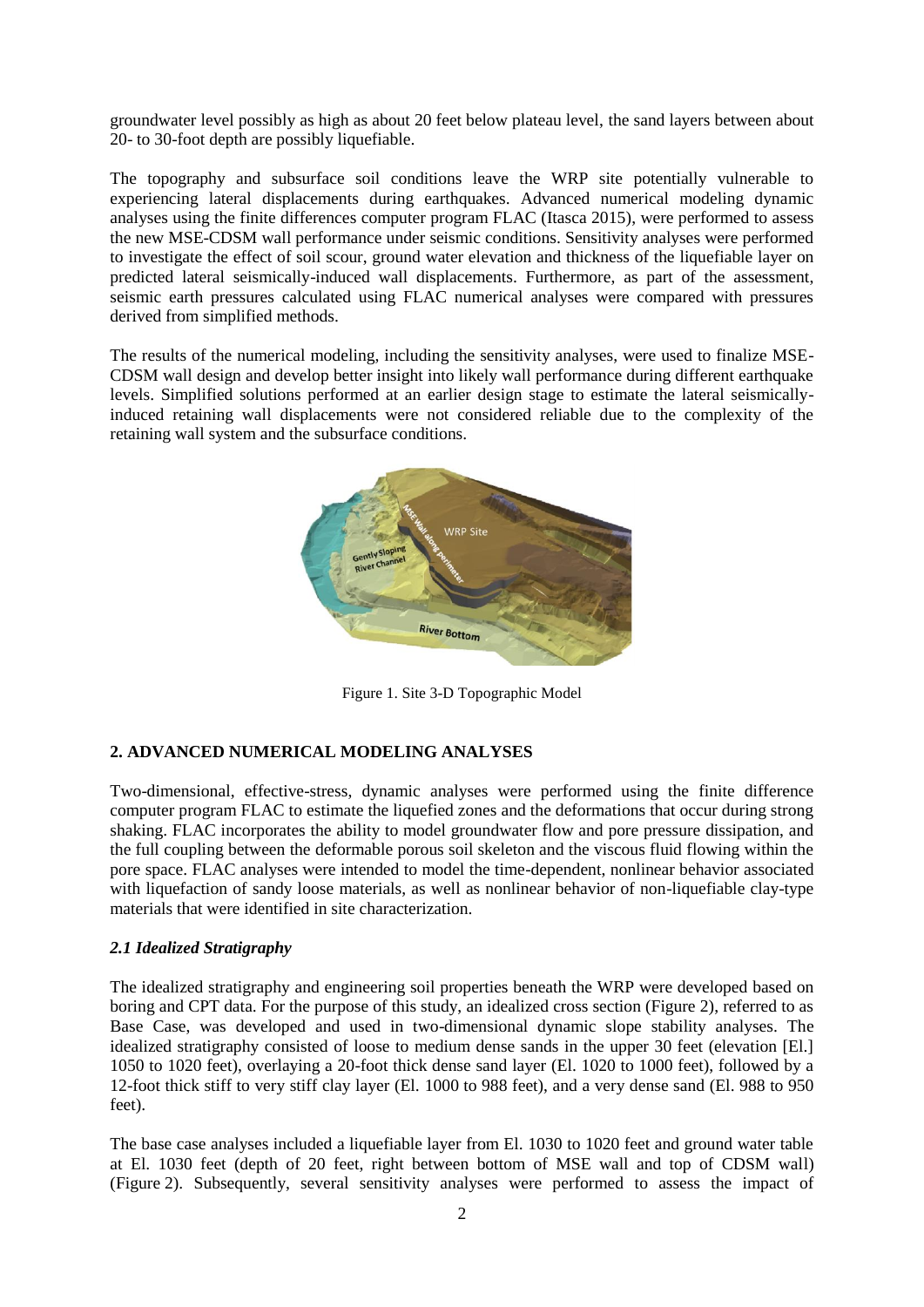groundwater level possibly as high as about 20 feet below plateau level, the sand layers between about 20- to 30-foot depth are possibly liquefiable.

The topography and subsurface soil conditions leave the WRP site potentially vulnerable to experiencing lateral displacements during earthquakes. Advanced numerical modeling dynamic analyses using the finite differences computer program FLAC (Itasca 2015), were performed to assess the new MSE-CDSM wall performance under seismic conditions. Sensitivity analyses were performed to investigate the effect of soil scour, ground water elevation and thickness of the liquefiable layer on predicted lateral seismically-induced wall displacements. Furthermore, as part of the assessment, seismic earth pressures calculated using FLAC numerical analyses were compared with pressures derived from simplified methods.

The results of the numerical modeling, including the sensitivity analyses, were used to finalize MSE-CDSM wall design and develop better insight into likely wall performance during different earthquake levels. Simplified solutions performed at an earlier design stage to estimate the lateral seismically-induced retaining wall displacements were not considered reliable due to the complexity of the retaining wall system and the subsurface conditions.

Figure 1. Site 3-D Topographic Model

## 2. ADVANCED NUMERICAL MODELING ANALYSES

Two-dimensional, effective-stress, dynamic analyses were performed using the finite difference computer program FLAC to estimate the liquefied zones and the deformations that occur during strong shaking. FLAC incorporates the ability to model groundwater flow and pore pressure dissipation, and the full coupling between the deformable porous soil skeleton and the viscous fluid flowing within the pore space. FLAC analyses were intended to model the time-dependent, nonlinear behavior associated with liquefaction of sandy loose materials, as well as nonlinear behavior of non-liquefiable clay-type materials that were identified in site characterization.

### *2.1 Idealized Stratigraphy*

The idealized stratigraphy and engineering soil properties beneath the WRP were developed based on boring and CPT data. For the purpose of this study, an idealized cross section (Figure 2), referred to as Base Case, was developed and used in two-dimensional dynamic slope stability analyses. The idealized stratigraphy consisted of loose to medium dense sands in the upper 30 feet (elevation [El.] 1050 to 1020 feet), overlaying a 20-foot thick dense sand layer (El. 1020 to 1000 feet), followed by a 12-foot thick stiff to very stiff clay layer (El. 1000 to 988 feet), and a very dense sand (El. 988 to 950 feet).

The base case analyses included a liquefiable layer from El. 1030 to 1020 feet and ground water table at El. 1030 feet (depth of 20 feet, right between bottom of MSE wall and top of CDSM wall) (Figure 2). Subsequently, several sensitivity analyses were performed to assess the impact of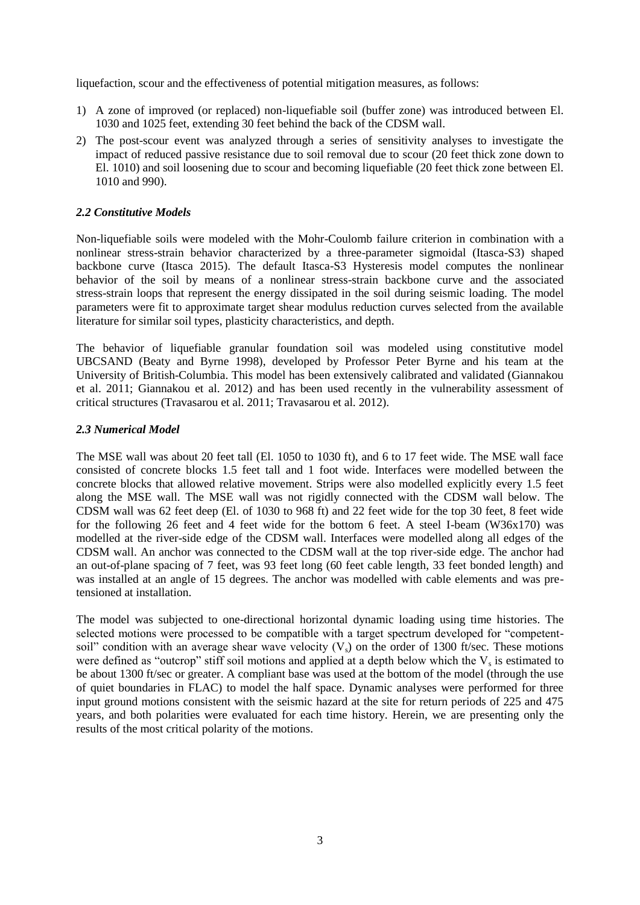liquefaction, scour and the effectiveness of potential mitigation measures, as follows:

1) A zone of improved (or replaced) non-liquefiable soil (buffer zone) was introduced between El. 1030 and 1025 feet, extending 30 feet behind the back of the CDSM wall.
2) The post-scour event was analyzed through a series of sensitivity analyses to investigate the impact of reduced passive resistance due to soil removal due to scour (20 feet thick zone down to El. 1010) and soil loosening due to scour and becoming liquefiable (20 feet thick zone between El. 1010 and 990).

### *2.2 Constitutive Models*

Non-liquefiable soils were modeled with the Mohr-Coulomb failure criterion in combination with a nonlinear stress-strain behavior characterized by a three-parameter sigmoidal (Itasca-S3) shaped backbone curve (Itasca 2015). The default Itasca-S3 Hysteresis model computes the nonlinear behavior of the soil by means of a nonlinear stress-strain backbone curve and the associated stress-strain loops that represent the energy dissipated in the soil during seismic loading. The model parameters were fit to approximate target shear modulus reduction curves selected from the available literature for similar soil types, plasticity characteristics, and depth.

The behavior of liquefiable granular foundation soil was modeled using constitutive model UBCSAND (Beaty and Byrne 1998), developed by Professor Peter Byrne and his team at the University of British-Columbia. This model has been extensively calibrated and validated (Giannakou et al. 2011; Giannakou et al. 2012) and has been used recently in the vulnerability assessment of critical structures (Travasarou et al. 2011; Travasarou et al. 2012).

### *2.3 Numerical Model*

The MSE wall was about 20 feet tall (El. 1050 to 1030 ft), and 6 to 17 feet wide. The MSE wall face consisted of concrete blocks 1.5 feet tall and 1 foot wide. Interfaces were modelled between the concrete blocks that allowed relative movement. Strips were also modelled explicitly every 1.5 feet along the MSE wall. The MSE wall was not rigidly connected with the CDSM wall below. The CDSM wall was 62 feet deep (El. of 1030 to 968 ft) and 22 feet wide for the top 30 feet, 8 feet wide for the following 26 feet and 4 feet wide for the bottom 6 feet. A steel I-beam (W36x170) was modelled at the river-side edge of the CDSM wall. Interfaces were modelled along all edges of the CDSM wall. An anchor was connected to the CDSM wall at the top river-side edge. The anchor had an out-of-plane spacing of 7 feet, was 93 feet long (60 feet cable length, 33 feet bonded length) and was installed at an angle of 15 degrees. The anchor was modelled with cable elements and was pre-tensioned at installation.

The model was subjected to one-directional horizontal dynamic loading using time histories. The selected motions were processed to be compatible with a target spectrum developed for "competent-soil" condition with an average shear wave velocity ($V_s$) on the order of 1300 ft/sec. These motions were defined as "outcrop" stiff soil motions and applied at a depth below which the $V_s$ is estimated to be about 1300 ft/sec or greater. A compliant base was used at the bottom of the model (through the use of quiet boundaries in FLAC) to model the half space. Dynamic analyses were performed for three input ground motions consistent with the seismic hazard at the site for return periods of 225 and 475 years, and both polarities were evaluated for each time history. Herein, we are presenting only the results of the most critical polarity of the motions.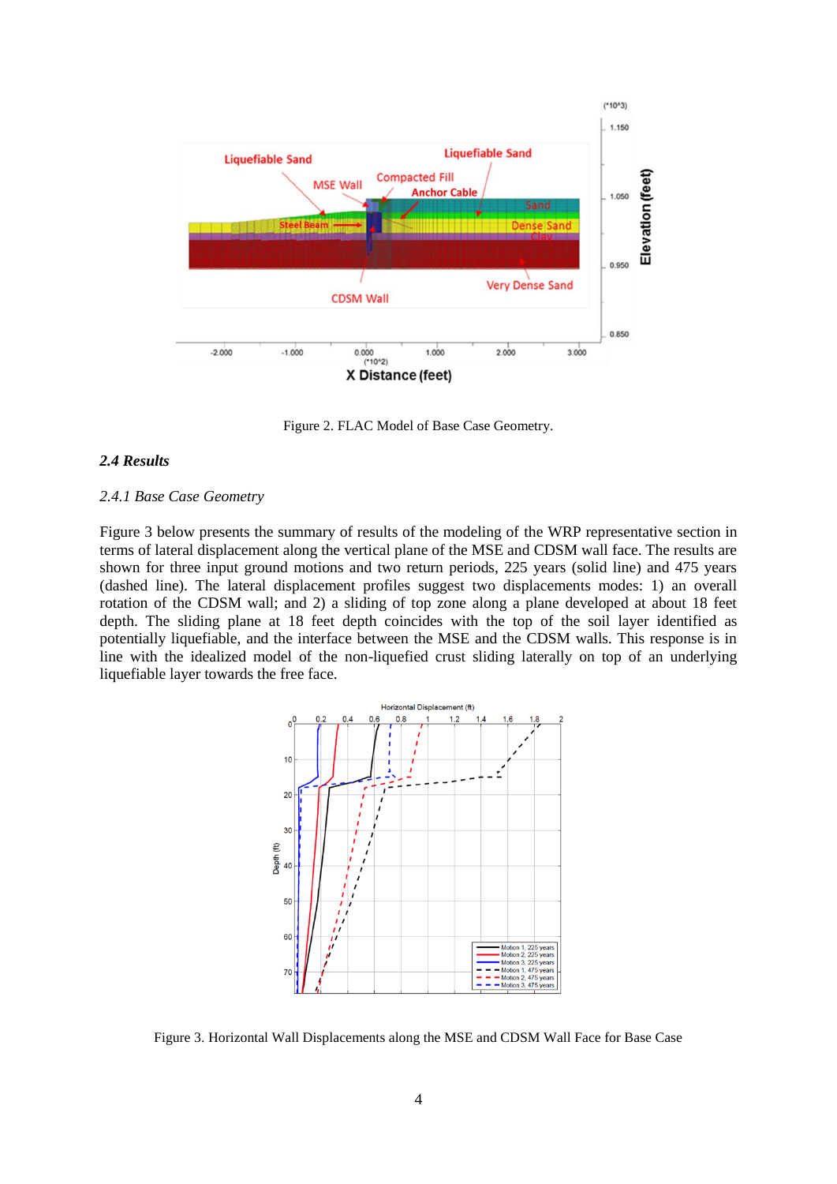Figure 2. FLAC Model of Base Case Geometry.

### *2.4 Results*

#### *2.4.1 Base Case Geometry*

Figure 3 below presents the summary of results of the modeling of the WRP representative section in terms of lateral displacement along the vertical plane of the MSE and CDSM wall face. The results are shown for three input ground motions and two return periods, 225 years (solid line) and 475 years (dashed line). The lateral displacement profiles suggest two displacements modes: 1) an overall rotation of the CDSM wall; and 2) a sliding of top zone along a plane developed at about 18 feet depth. The sliding plane at 18 feet depth coincides with the top of the soil layer identified as potentially liquefiable, and the interface between the MSE and the CDSM walls. This response is in line with the idealized model of the non-liquefied crust sliding laterally on top of an underlying liquefiable layer towards the free face.

Figure 3. Horizontal Wall Displacements along the MSE and CDSM Wall Face for Base Case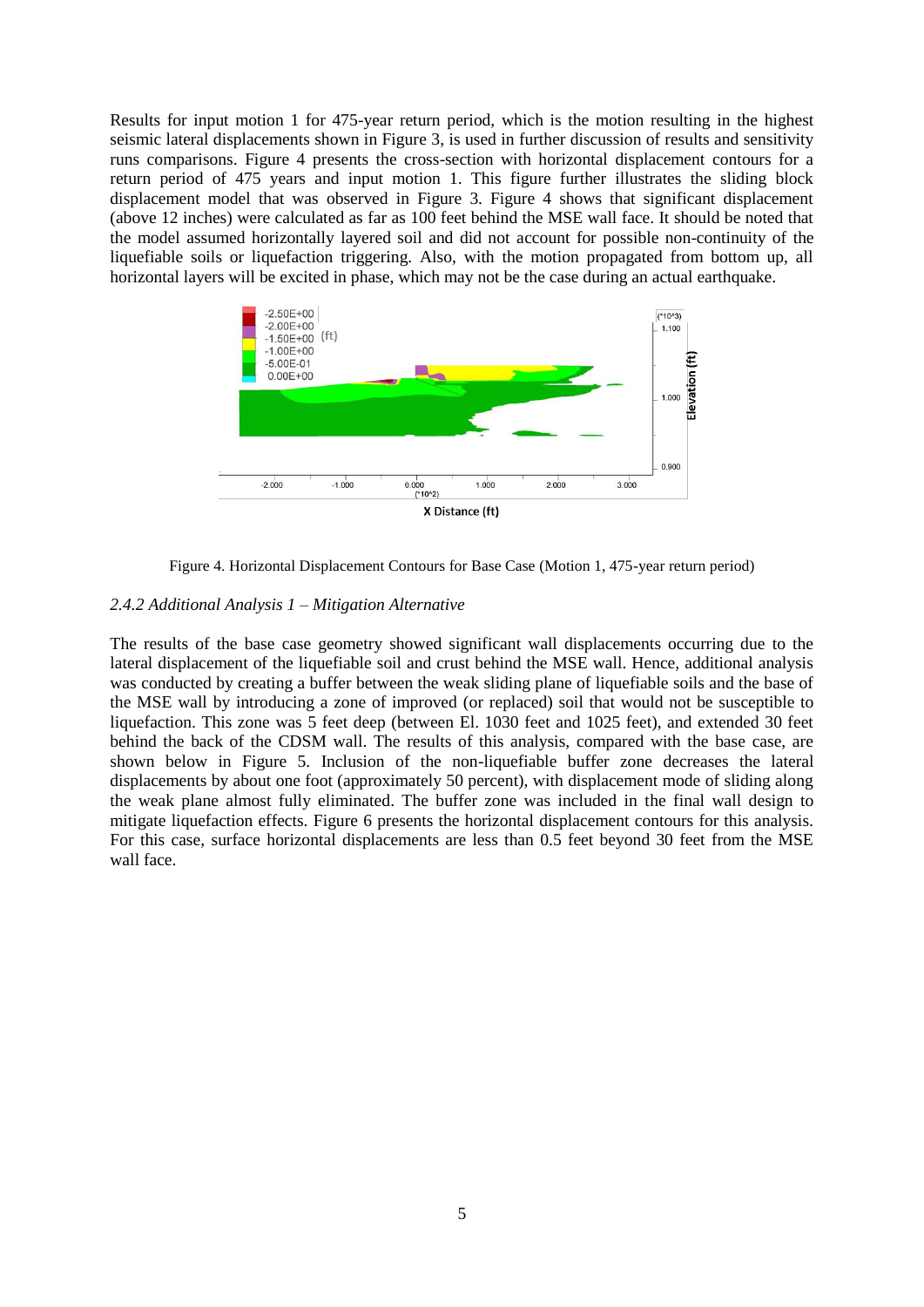Results for input motion 1 for 475-year return period, which is the motion resulting in the highest seismic lateral displacements shown in Figure 3, is used in further discussion of results and sensitivity runs comparisons. Figure 4 presents the cross-section with horizontal displacement contours for a return period of 475 years and input motion 1. This figure further illustrates the sliding block displacement model that was observed in Figure 3. Figure 4 shows that significant displacement (above 12 inches) were calculated as far as 100 feet behind the MSE wall face. It should be noted that the model assumed horizontally layered soil and did not account for possible non-continuity of the liquefiable soils or liquefaction triggering. Also, with the motion propagated from bottom up, all horizontal layers will be excited in phase, which may not be the case during an actual earthquake.

Figure 4. Horizontal Displacement Contours for Base Case (Motion 1, 475-year return period)

### *2.4.2 Additional Analysis 1 – Mitigation Alternative*

The results of the base case geometry showed significant wall displacements occurring due to the lateral displacement of the liquefiable soil and crust behind the MSE wall. Hence, additional analysis was conducted by creating a buffer between the weak sliding plane of liquefiable soils and the base of the MSE wall by introducing a zone of improved (or replaced) soil that would not be susceptible to liquefaction. This zone was 5 feet deep (between El. 1030 feet and 1025 feet), and extended 30 feet behind the back of the CDSM wall. The results of this analysis, compared with the base case, are shown below in Figure 5. Inclusion of the non-liquefiable buffer zone decreases the lateral displacements by about one foot (approximately 50 percent), with displacement mode of sliding along the weak plane almost fully eliminated. The buffer zone was included in the final wall design to mitigate liquefaction effects. Figure 6 presents the horizontal displacement contours for this analysis. For this case, surface horizontal displacements are less than 0.5 feet beyond 30 feet from the MSE wall face.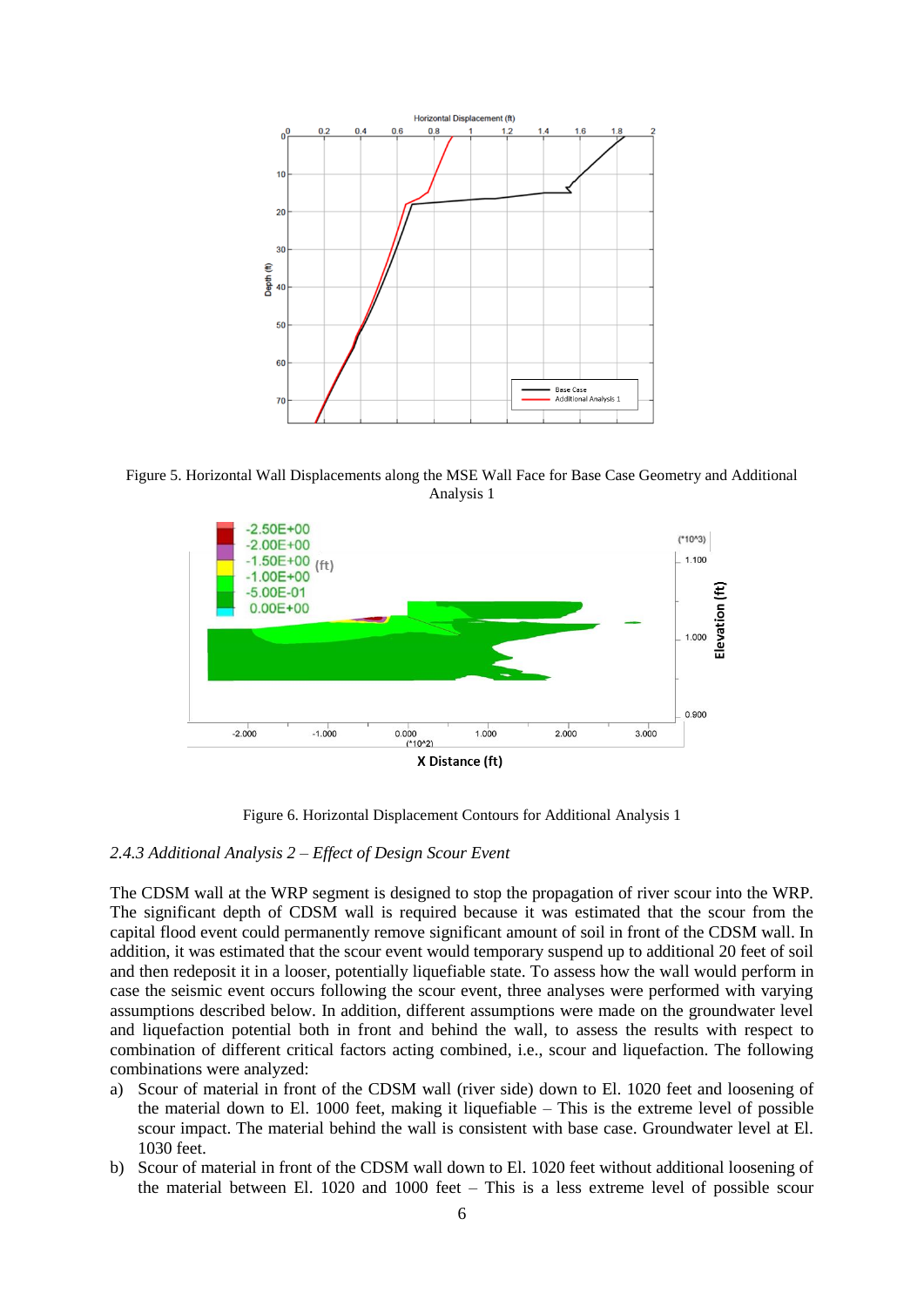Figure 5. Horizontal Wall Displacements along the MSE Wall Face for Base Case Geometry and Additional Analysis 1

Figure 6. Horizontal Displacement Contours for Additional Analysis 1

### *2.4.3 Additional Analysis 2 – Effect of Design Scour Event*

The CDSM wall at the WRP segment is designed to stop the propagation of river scour into the WRP. The significant depth of CDSM wall is required because it was estimated that the scour from the capital flood event could permanently remove significant amount of soil in front of the CDSM wall. In addition, it was estimated that the scour event would temporary suspend up to additional 20 feet of soil and then redeposit it in a looser, potentially liquefiable state. To assess how the wall would perform in case the seismic event occurs following the scour event, three analyses were performed with varying assumptions described below. In addition, different assumptions were made on the groundwater level and liquefaction potential both in front and behind the wall, to assess the results with respect to combination of different critical factors acting combined, i.e., scour and liquefaction. The following combinations were analyzed:

a) Scour of material in front of the CDSM wall (river side) down to El. 1020 feet and loosening of the material down to El. 1000 feet, making it liquefiable – This is the extreme level of possible scour impact. The material behind the wall is consistent with base case. Groundwater level at El. 1030 feet.
b) Scour of material in front of the CDSM wall down to El. 1020 feet without additional loosening of the material between El. 1020 and 1000 feet – This is a less extreme level of possible scour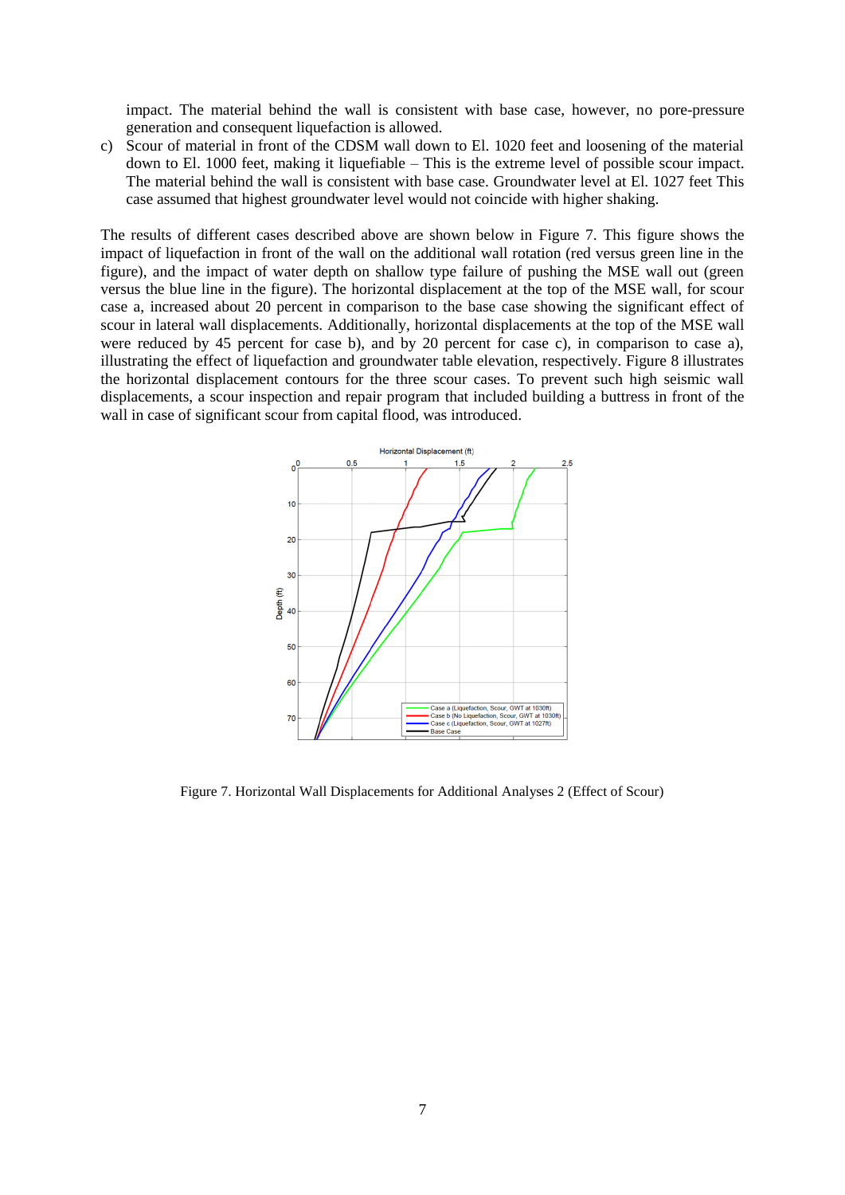impact. The material behind the wall is consistent with base case, however, no pore-pressure generation and consequent liquefaction is allowed.

c) Scour of material in front of the CDSM wall down to El. 1020 feet and loosening of the material down to El. 1000 feet, making it liquefiable – This is the extreme level of possible scour impact. The material behind the wall is consistent with base case. Groundwater level at El. 1027 feet This case assumed that highest groundwater level would not coincide with higher shaking.

The results of different cases described above are shown below in Figure 7. This figure shows the impact of liquefaction in front of the wall on the additional wall rotation (red versus green line in the figure), and the impact of water depth on shallow type failure of pushing the MSE wall out (green versus the blue line in the figure). The horizontal displacement at the top of the MSE wall, for scour case a, increased about 20 percent in comparison to the base case showing the significant effect of scour in lateral wall displacements. Additionally, horizontal displacements at the top of the MSE wall were reduced by 45 percent for case b), and by 20 percent for case c), in comparison to case a), illustrating the effect of liquefaction and groundwater table elevation, respectively. Figure 8 illustrates the horizontal displacement contours for the three scour cases. To prevent such high seismic wall displacements, a scour inspection and repair program that included building a buttress in front of the wall in case of significant scour from capital flood, was introduced.

Figure 7. Horizontal Wall Displacements for Additional Analyses 2 (Effect of Scour)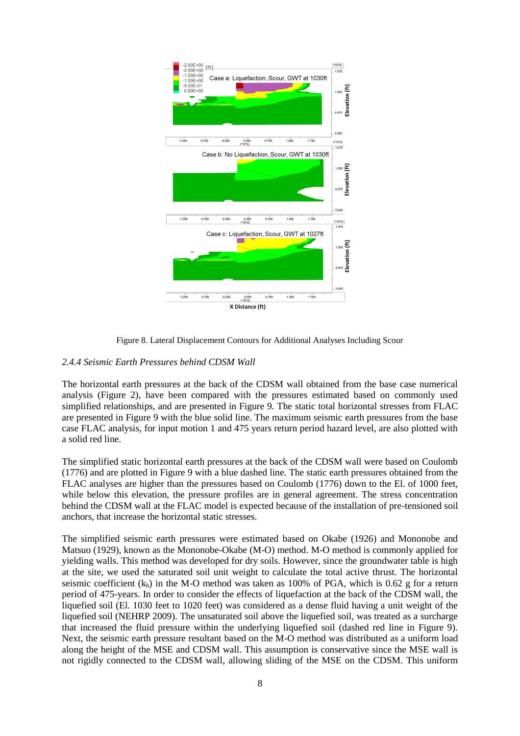Figure 8. Lateral Displacement Contours for Additional Analyses Including Scour

### *2.4.4 Seismic Earth Pressures behind CDSM Wall*

The horizontal earth pressures at the back of the CDSM wall obtained from the base case numerical analysis (Figure 2), have been compared with the pressures estimated based on commonly used simplified relationships, and are presented in Figure 9. The static total horizontal stresses from FLAC are presented in Figure 9 with the blue solid line. The maximum seismic earth pressures from the base case FLAC analysis, for input motion 1 and 475 years return period hazard level, are also plotted with a solid red line.

The simplified static horizontal earth pressures at the back of the CDSM wall were based on Coulomb (1776) and are plotted in Figure 9 with a blue dashed line. The static earth pressures obtained from the FLAC analyses are higher than the pressures based on Coulomb (1776) down to the El. of 1000 feet, while below this elevation, the pressure profiles are in general agreement. The stress concentration behind the CDSM wall at the FLAC model is expected because of the installation of pre-tensioned soil anchors, that increase the horizontal static stresses.

The simplified seismic earth pressures were estimated based on Okabe (1926) and Mononobe and Matsuo (1929), known as the Mononobe-Okabe (M-O) method. M-O method is commonly applied for yielding walls. This method was developed for dry soils. However, since the groundwater table is high at the site, we used the saturated soil unit weight to calculate the total active thrust. The horizontal seismic coefficient ($k_h$) in the M-O method was taken as 100% of PGA, which is 0.62 g for a return period of 475-years. In order to consider the effects of liquefaction at the back of the CDSM wall, the liquefied soil (El. 1030 feet to 1020 feet) was considered as a dense fluid having a unit weight of the liquefied soil (NEHRP 2009). The unsaturated soil above the liquefied soil, was treated as a surcharge that increased the fluid pressure within the underlying liquefied soil (dashed red line in Figure 9). Next, the seismic earth pressure resultant based on the M-O method was distributed as a uniform load along the height of the MSE and CDSM wall. This assumption is conservative since the MSE wall is not rigidly connected to the CDSM wall, allowing sliding of the MSE on the CDSM. This uniform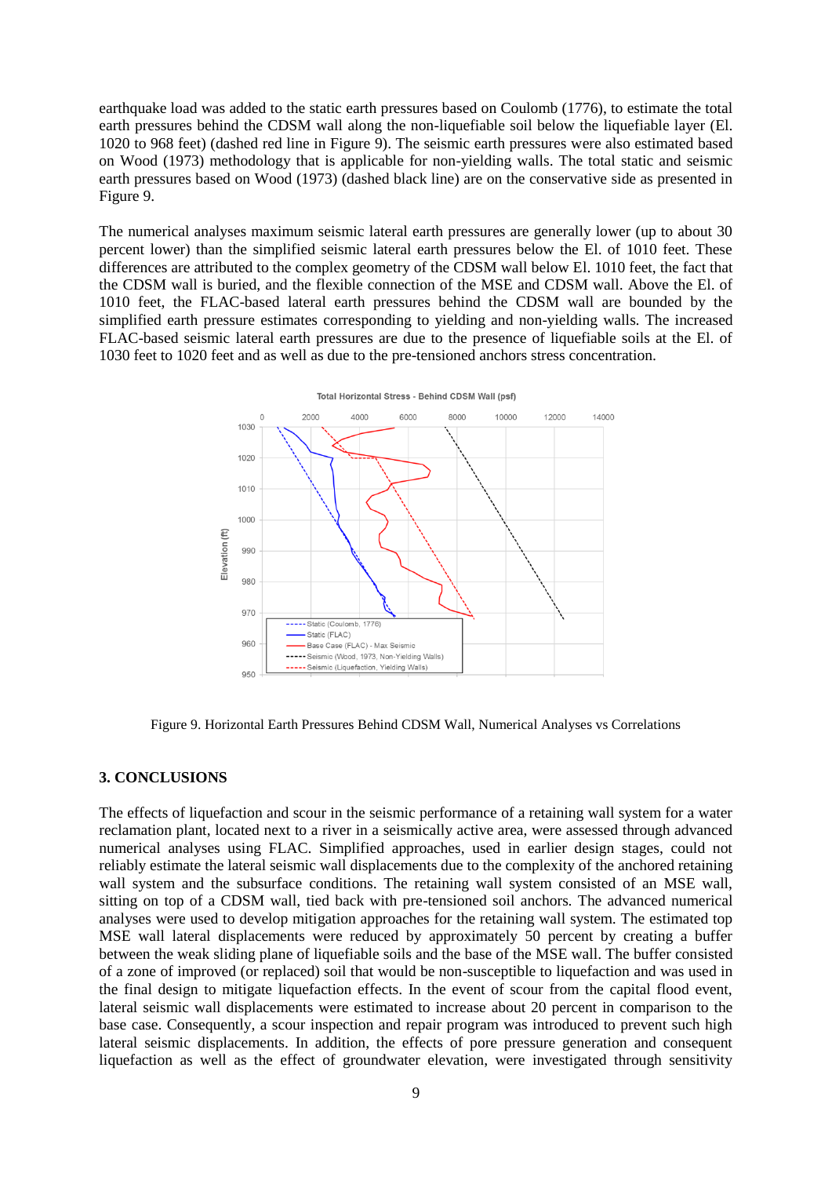earthquake load was added to the static earth pressures based on Coulomb (1776), to estimate the total earth pressures behind the CDSM wall along the non-liquefiable soil below the liquefiable layer (El. 1020 to 968 feet) (dashed red line in Figure 9). The seismic earth pressures were also estimated based on Wood (1973) methodology that is applicable for non-yielding walls. The total static and seismic earth pressures based on Wood (1973) (dashed black line) are on the conservative side as presented in Figure 9.

The numerical analyses maximum seismic lateral earth pressures are generally lower (up to about 30 percent lower) than the simplified seismic lateral earth pressures below the El. of 1010 feet. These differences are attributed to the complex geometry of the CDSM wall below El. 1010 feet, the fact that the CDSM wall is buried, and the flexible connection of the MSE and CDSM wall. Above the El. of 1010 feet, the FLAC-based lateral earth pressures behind the CDSM wall are bounded by the simplified earth pressure estimates corresponding to yielding and non-yielding walls. The increased FLAC-based seismic lateral earth pressures are due to the presence of liquefiable soils at the El. of 1030 feet to 1020 feet and as well as due to the pre-tensioned anchors stress concentration.

Figure 9. Horizontal Earth Pressures Behind CDSM Wall, Numerical Analyses vs Correlations

## 3. CONCLUSIONS

The effects of liquefaction and scour in the seismic performance of a retaining wall system for a water reclamation plant, located next to a river in a seismically active area, were assessed through advanced numerical analyses using FLAC. Simplified approaches, used in earlier design stages, could not reliably estimate the lateral seismic wall displacements due to the complexity of the anchored retaining wall system and the subsurface conditions. The retaining wall system consisted of an MSE wall, sitting on top of a CDSM wall, tied back with pre-tensioned soil anchors. The advanced numerical analyses were used to develop mitigation approaches for the retaining wall system. The estimated top MSE wall lateral displacements were reduced by approximately 50 percent by creating a buffer between the weak sliding plane of liquefiable soils and the base of the MSE wall. The buffer consisted of a zone of improved (or replaced) soil that would be non-susceptible to liquefaction and was used in the final design to mitigate liquefaction effects. In the event of scour from the capital flood event, lateral seismic wall displacements were estimated to increase about 20 percent in comparison to the base case. Consequently, a scour inspection and repair program was introduced to prevent such high lateral seismic displacements. In addition, the effects of pore pressure generation and consequent liquefaction as well as the effect of groundwater elevation, were investigated through sensitivity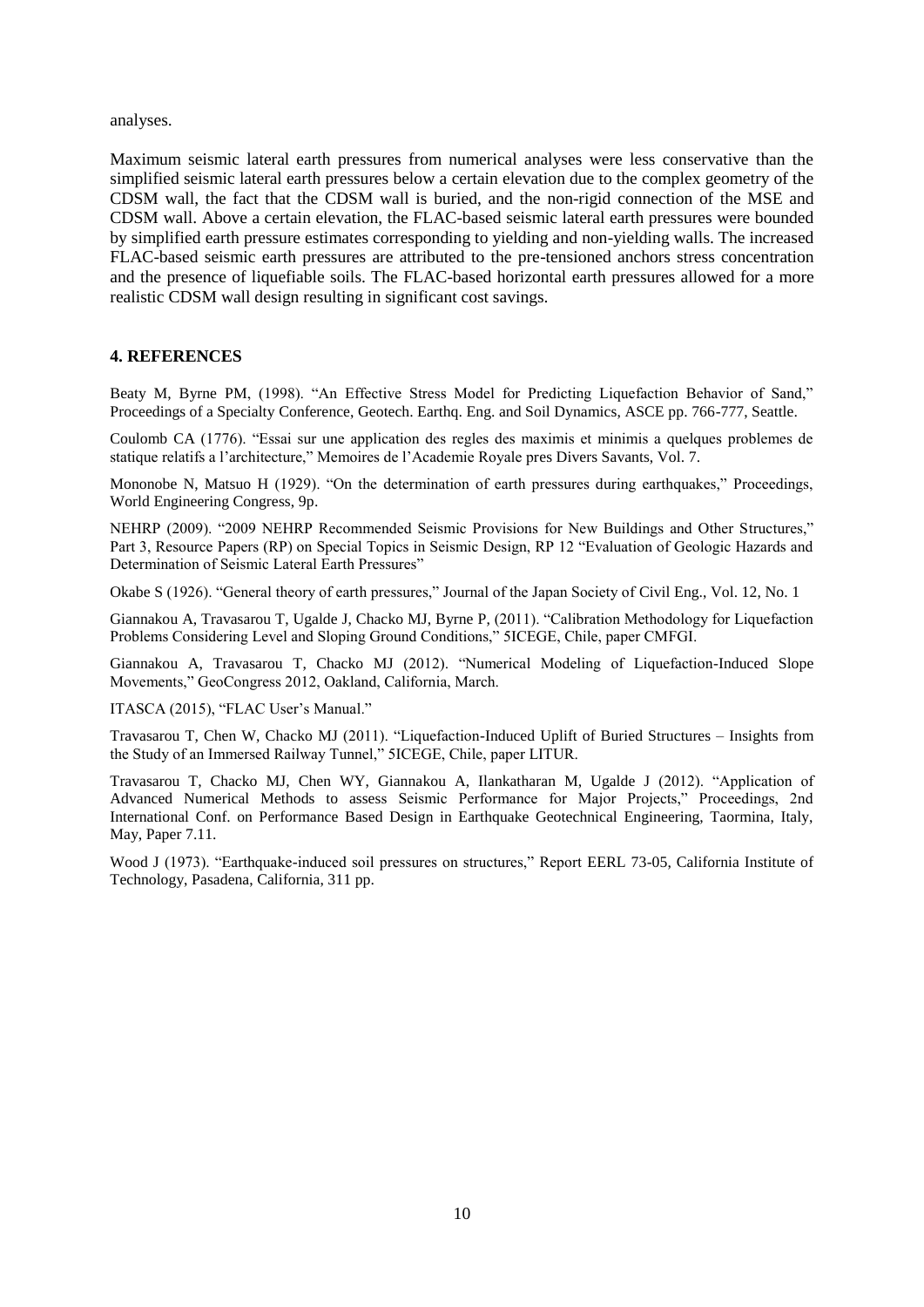analyses.

Maximum seismic lateral earth pressures from numerical analyses were less conservative than the simplified seismic lateral earth pressures below a certain elevation due to the complex geometry of the CDSM wall, the fact that the CDSM wall is buried, and the non-rigid connection of the MSE and CDSM wall. Above a certain elevation, the FLAC-based seismic lateral earth pressures were bounded by simplified earth pressure estimates corresponding to yielding and non-yielding walls. The increased FLAC-based seismic earth pressures are attributed to the pre-tensioned anchors stress concentration and the presence of liquefiable soils. The FLAC-based horizontal earth pressures allowed for a more realistic CDSM wall design resulting in significant cost savings.

## 4. REFERENCES

Beaty M, Byrne PM, (1998). "An Effective Stress Model for Predicting Liquefaction Behavior of Sand," Proceedings of a Specialty Conference, Geotech. Earthq. Eng. and Soil Dynamics, ASCE pp. 766-777, Seattle.

Coulomb CA (1776). "Essai sur une application des regles des maximis et minimis a quelques problemes de statique relatifs a l'architecture," Memoires de l'Academie Royale pres Divers Savants, Vol. 7.

Mononobe N, Matsuo H (1929). "On the determination of earth pressures during earthquakes," Proceedings, World Engineering Congress, 9p.

NEHRP (2009). "2009 NEHRP Recommended Seismic Provisions for New Buildings and Other Structures," Part 3, Resource Papers (RP) on Special Topics in Seismic Design, RP 12 "Evaluation of Geologic Hazards and Determination of Seismic Lateral Earth Pressures"

Okabe S (1926). "General theory of earth pressures," Journal of the Japan Society of Civil Eng., Vol. 12, No. 1

Giannakou A, Travasarou T, Ugalde J, Chacko MJ, Byrne P, (2011). "Calibration Methodology for Liquefaction Problems Considering Level and Sloping Ground Conditions," 5ICEGE, Chile, paper CMFGI.

Giannakou A, Travasarou T, Chacko MJ (2012). "Numerical Modeling of Liquefaction-Induced Slope Movements," GeoCongress 2012, Oakland, California, March.

ITASCA (2015), "FLAC User's Manual."

Travasarou T, Chen W, Chacko MJ (2011). "Liquefaction-Induced Uplift of Buried Structures – Insights from the Study of an Immersed Railway Tunnel," 5ICEGE, Chile, paper LITUR.

Travasarou T, Chacko MJ, Chen WY, Giannakou A, Ilankatharan M, Ugalde J (2012). "Application of Advanced Numerical Methods to assess Seismic Performance for Major Projects," Proceedings, 2nd International Conf. on Performance Based Design in Earthquake Geotechnical Engineering, Taormina, Italy, May, Paper 7.11.

Wood J (1973). "Earthquake-induced soil pressures on structures," Report EERL 73-05, California Institute of Technology, Pasadena, California, 311 pp.